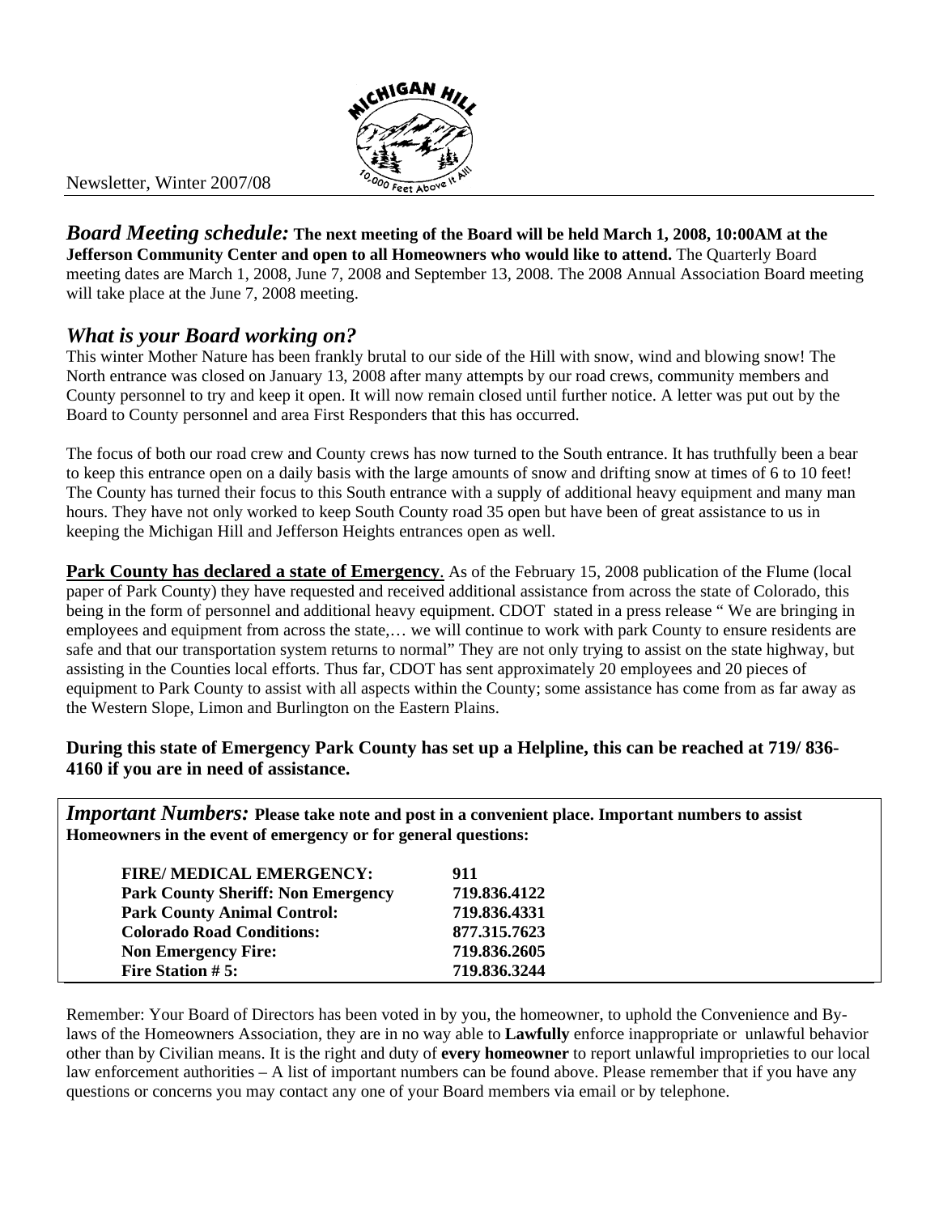Newsletter, Winter 2007/08

***Board Meeting schedule:*** **The next meeting of the Board will be held March 1, 2008, 10:00AM at the Jefferson Community Center and open to all Homeowners who would like to attend.** The Quarterly Board meeting dates are March 1, 2008, June 7, 2008 and September 13, 2008. The 2008 Annual Association Board meeting will take place at the June 7, 2008 meeting.

## *What is your Board working on?*

This winter Mother Nature has been frankly brutal to our side of the Hill with snow, wind and blowing snow! The North entrance was closed on January 13, 2008 after many attempts by our road crews, community members and County personnel to try and keep it open. It will now remain closed until further notice. A letter was put out by the Board to County personnel and area First Responders that this has occurred.

The focus of both our road crew and County crews has now turned to the South entrance. It has truthfully been a bear to keep this entrance open on a daily basis with the large amounts of snow and drifting snow at times of 6 to 10 feet! The County has turned their focus to this South entrance with a supply of additional heavy equipment and many man hours. They have not only worked to keep South County road 35 open but have been of great assistance to us in keeping the Michigan Hill and Jefferson Heights entrances open as well.

**Park County has declared a state of Emergency**. As of the February 15, 2008 publication of the Flume (local paper of Park County) they have requested and received additional assistance from across the state of Colorado, this being in the form of personnel and additional heavy equipment. CDOT stated in a press release " We are bringing in employees and equipment from across the state,… we will continue to work with park County to ensure residents are safe and that our transportation system returns to normal" They are not only trying to assist on the state highway, but assisting in the Counties local efforts. Thus far, CDOT has sent approximately 20 employees and 20 pieces of equipment to Park County to assist with all aspects within the County; some assistance has come from as far away as the Western Slope, Limon and Burlington on the Eastern Plains.

**During this state of Emergency Park County has set up a Helpline, this can be reached at 719/ 836-4160 if you are in need of assistance.**

***Important Numbers:*** **Please take note and post in a convenient place. Important numbers to assist Homeowners in the event of emergency or for general questions:**

| | |
|---|---|
| **FIRE/ MEDICAL EMERGENCY:** | **911** |
| **Park County Sheriff: Non Emergency** | **719.836.4122** |
| **Park County Animal Control:** | **719.836.4331** |
| **Colorado Road Conditions:** | **877.315.7623** |
| **Non Emergency Fire:** | **719.836.2605** |
| **Fire Station # 5:** | **719.836.3244** |

Remember: Your Board of Directors has been voted in by you, the homeowner, to uphold the Convenience and By-laws of the Homeowners Association, they are in no way able to **Lawfully** enforce inappropriate or unlawful behavior other than by Civilian means. It is the right and duty of **every homeowner** to report unlawful improprieties to our local law enforcement authorities – A list of important numbers can be found above. Please remember that if you have any questions or concerns you may contact any one of your Board members via email or by telephone.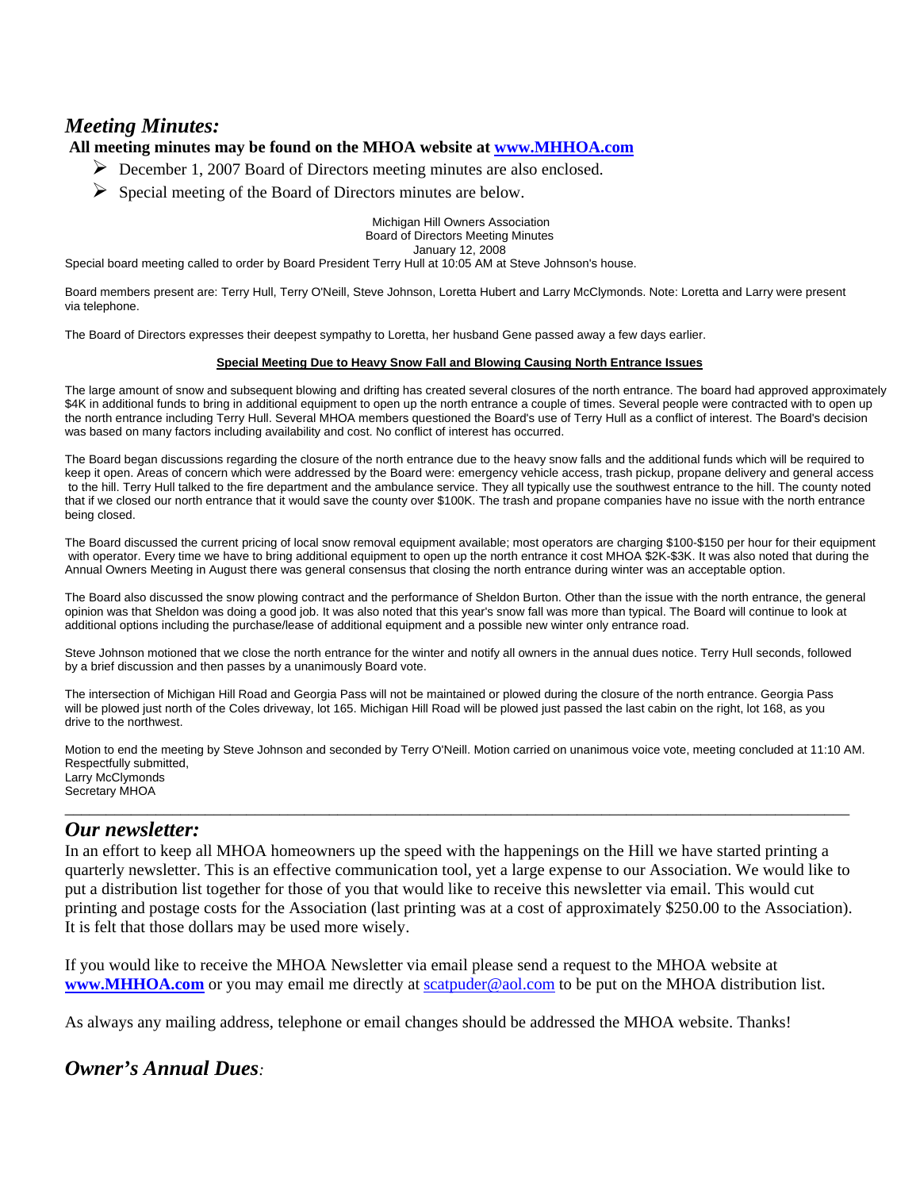## *Meeting Minutes:*

**All meeting minutes may be found on the MHOA website at [www.MHHOA.com](http://www.MHHOA.com)**

- December 1, 2007 Board of Directors meeting minutes are also enclosed.
- Special meeting of the Board of Directors minutes are below.

Michigan Hill Owners Association
Board of Directors Meeting Minutes
January 12, 2008

Special board meeting called to order by Board President Terry Hull at 10:05 AM at Steve Johnson's house.

Board members present are: Terry Hull, Terry O'Neill, Steve Johnson, Loretta Hubert and Larry McClymonds. Note: Loretta and Larry were present via telephone.

The Board of Directors expresses their deepest sympathy to Loretta, her husband Gene passed away a few days earlier.

**Special Meeting Due to Heavy Snow Fall and Blowing Causing North Entrance Issues**

The large amount of snow and subsequent blowing and drifting has created several closures of the north entrance. The board had approved approximately $4K in additional funds to bring in additional equipment to open up the north entrance a couple of times. Several people were contracted with to open up the north entrance including Terry Hull. Several MHOA members questioned the Board's use of Terry Hull as a conflict of interest. The Board's decision was based on many factors including availability and cost. No conflict of interest has occurred.

The Board began discussions regarding the closure of the north entrance due to the heavy snow falls and the additional funds which will be required to keep it open. Areas of concern which were addressed by the Board were: emergency vehicle access, trash pickup, propane delivery and general access to the hill. Terry Hull talked to the fire department and the ambulance service. They all typically use the southwest entrance to the hill. The county noted that if we closed our north entrance that it would save the county over $100K. The trash and propane companies have no issue with the north entrance being closed.

The Board discussed the current pricing of local snow removal equipment available; most operators are charging $100-$150 per hour for their equipment with operator. Every time we have to bring additional equipment to open up the north entrance it cost MHOA $2K-$3K. It was also noted that during the Annual Owners Meeting in August there was general consensus that closing the north entrance during winter was an acceptable option.

The Board also discussed the snow plowing contract and the performance of Sheldon Burton. Other than the issue with the north entrance, the general opinion was that Sheldon was doing a good job. It was also noted that this year's snow fall was more than typical. The Board will continue to look at additional options including the purchase/lease of additional equipment and a possible new winter only entrance road.

Steve Johnson motioned that we close the north entrance for the winter and notify all owners in the annual dues notice. Terry Hull seconds, followed by a brief discussion and then passes by a unanimously Board vote.

The intersection of Michigan Hill Road and Georgia Pass will not be maintained or plowed during the closure of the north entrance. Georgia Pass will be plowed just north of the Coles driveway, lot 165. Michigan Hill Road will be plowed just passed the last cabin on the right, lot 168, as you drive to the northwest.

Motion to end the meeting by Steve Johnson and seconded by Terry O'Neill. Motion carried on unanimous voice vote, meeting concluded at 11:10 AM.
Respectfully submitted,
Larry McClymonds
Secretary MHOA

---

## *Our newsletter:*

In an effort to keep all MHOA homeowners up the speed with the happenings on the Hill we have started printing a quarterly newsletter. This is an effective communication tool, yet a large expense to our Association. We would like to put a distribution list together for those of you that would like to receive this newsletter via email. This would cut printing and postage costs for the Association (last printing was at a cost of approximately $250.00 to the Association). It is felt that those dollars may be used more wisely.

If you would like to receive the MHOA Newsletter via email please send a request to the MHOA website at **[www.MHHOA.com](http://www.MHHOA.com)** or you may email me directly at [scatpuder@aol.com](mailto:scatpuder@aol.com) to be put on the MHOA distribution list.

As always any mailing address, telephone or email changes should be addressed the MHOA website. Thanks!

## *Owner's Annual Dues:*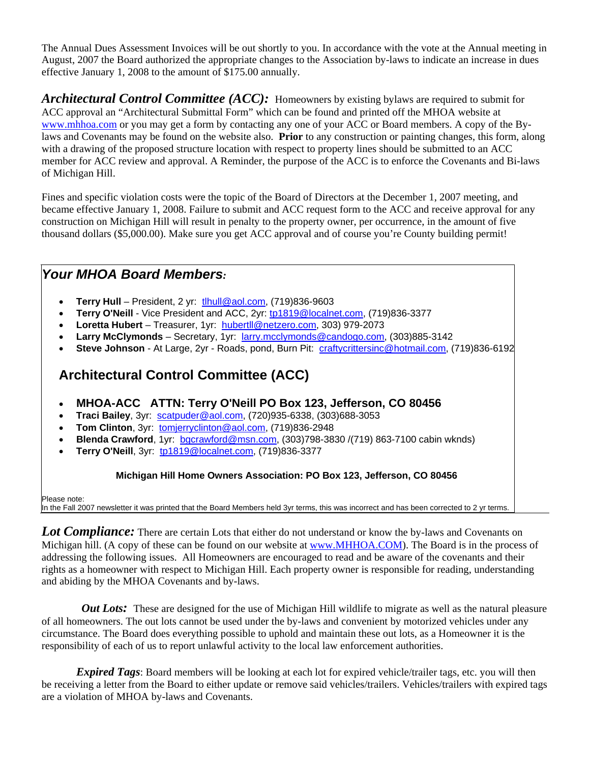The Annual Dues Assessment Invoices will be out shortly to you. In accordance with the vote at the Annual meeting in August, 2007 the Board authorized the appropriate changes to the Association by-laws to indicate an increase in dues effective January 1, 2008 to the amount of $175.00 annually.

***Architectural Control Committee (ACC):*** Homeowners by existing bylaws are required to submit for ACC approval an "Architectural Submittal Form" which can be found and printed off the MHOA website at www.mhhoa.com or you may get a form by contacting any one of your ACC or Board members. A copy of the By-laws and Covenants may be found on the website also. **Prior** to any construction or painting changes, this form, along with a drawing of the proposed structure location with respect to property lines should be submitted to an ACC member for ACC review and approval. A Reminder, the purpose of the ACC is to enforce the Covenants and Bi-laws of Michigan Hill.

Fines and specific violation costs were the topic of the Board of Directors at the December 1, 2007 meeting, and became effective January 1, 2008. Failure to submit and ACC request form to the ACC and receive approval for any construction on Michigan Hill will result in penalty to the property owner, per occurrence, in the amount of five thousand dollars ($5,000.00). Make sure you get ACC approval and of course you're County building permit!

## *Your MHOA Board Members:*

- **Terry Hull** – President, 2 yr: tlhull@aol.com, (719)836-9603
- **Terry O'Neill** - Vice President and ACC, 2yr: tp1819@localnet.com, (719)836-3377
- **Loretta Hubert** – Treasurer, 1yr: hubertll@netzero.com, 303) 979-2073
- **Larry McClymonds** – Secretary, 1yr: larry.mcclymonds@candogo.com, (303)885-3142
- **Steve Johnson** - At Large, 2yr - Roads, pond, Burn Pit: craftycrittersinc@hotmail.com, (719)836-6192

## Architectural Control Committee (ACC)

- **MHOA-ACC ATTN: Terry O'Neill PO Box 123, Jefferson, CO 80456**
- **Traci Bailey**, 3yr: scatpuder@aol.com, (720)935-6338, (303)688-3053
- **Tom Clinton**, 3yr: tomjerryclinton@aol.com, (719)836-2948
- **Blenda Crawford**, 1yr: bgcrawford@msn.com, (303)798-3830 /(719) 863-7100 cabin wknds)
- **Terry O'Neill**, 3yr: tp1819@localnet.com, (719)836-3377

**Michigan Hill Home Owners Association: PO Box 123, Jefferson, CO 80456**

Please note:
In the Fall 2007 newsletter it was printed that the Board Members held 3yr terms, this was incorrect and has been corrected to 2 yr terms.

***Lot Compliance:*** There are certain Lots that either do not understand or know the by-laws and Covenants on Michigan hill. (A copy of these can be found on our website at www.MHHOA.COM). The Board is in the process of addressing the following issues. All Homeowners are encouraged to read and be aware of the covenants and their rights as a homeowner with respect to Michigan Hill. Each property owner is responsible for reading, understanding and abiding by the MHOA Covenants and by-laws.

***Out Lots:*** These are designed for the use of Michigan Hill wildlife to migrate as well as the natural pleasure of all homeowners. The out lots cannot be used under the by-laws and convenient by motorized vehicles under any circumstance. The Board does everything possible to uphold and maintain these out lots, as a Homeowner it is the responsibility of each of us to report unlawful activity to the local law enforcement authorities.

***Expired Tags***: Board members will be looking at each lot for expired vehicle/trailer tags, etc. you will then be receiving a letter from the Board to either update or remove said vehicles/trailers. Vehicles/trailers with expired tags are a violation of MHOA by-laws and Covenants.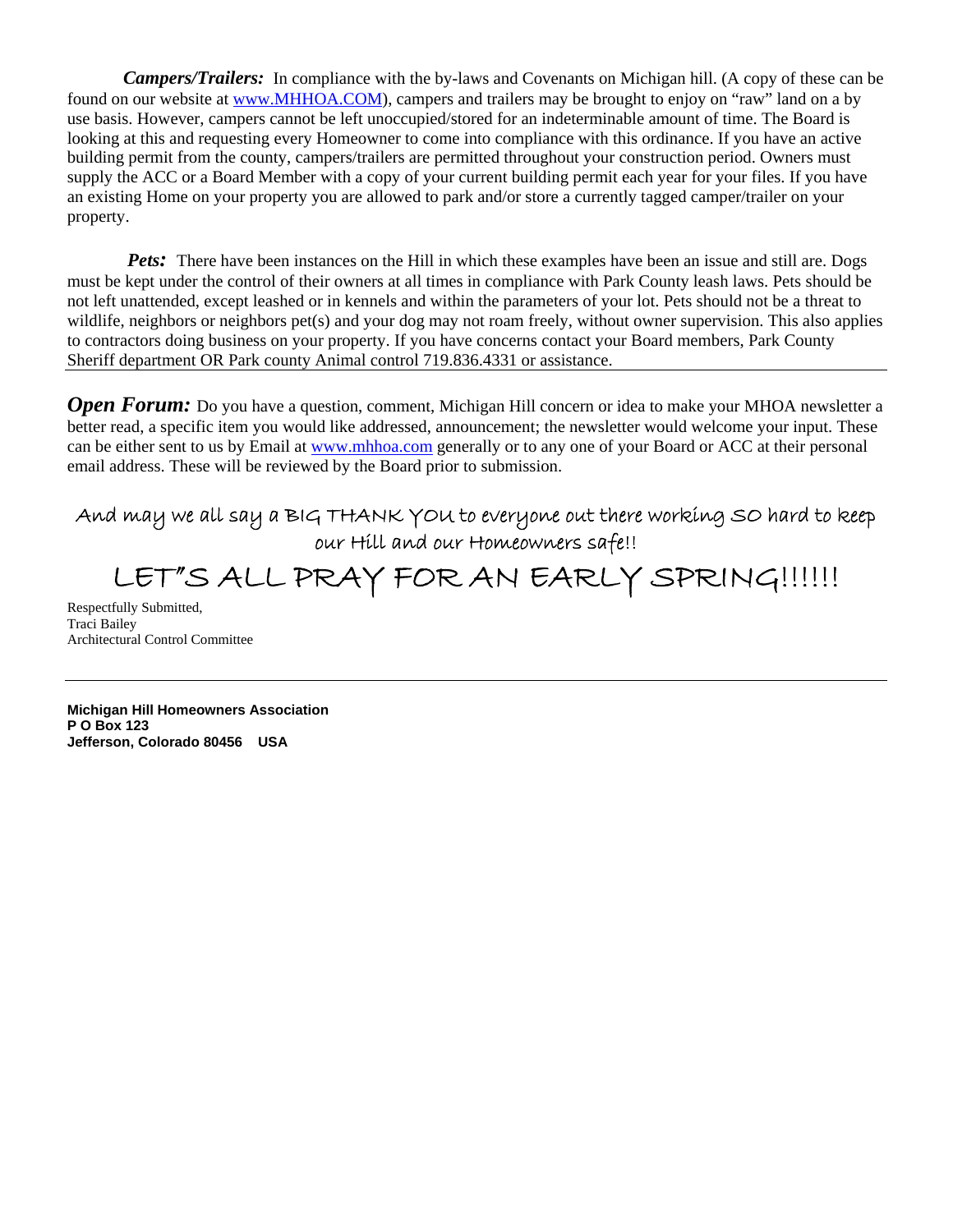***Campers/Trailers:*** In compliance with the by-laws and Covenants on Michigan hill. (A copy of these can be found on our website at [www.MHHOA.COM](http://www.MHHOA.COM)), campers and trailers may be brought to enjoy on "raw" land on a by use basis. However, campers cannot be left unoccupied/stored for an indeterminable amount of time. The Board is looking at this and requesting every Homeowner to come into compliance with this ordinance. If you have an active building permit from the county, campers/trailers are permitted throughout your construction period. Owners must supply the ACC or a Board Member with a copy of your current building permit each year for your files. If you have an existing Home on your property you are allowed to park and/or store a currently tagged camper/trailer on your property.

***Pets:*** There have been instances on the Hill in which these examples have been an issue and still are. Dogs must be kept under the control of their owners at all times in compliance with Park County leash laws. Pets should be not left unattended, except leashed or in kennels and within the parameters of your lot. Pets should not be a threat to wildlife, neighbors or neighbors pet(s) and your dog may not roam freely, without owner supervision. This also applies to contractors doing business on your property. If you have concerns contact your Board members, Park County Sheriff department OR Park county Animal control 719.836.4331 or assistance.

---

***Open Forum:*** Do you have a question, comment, Michigan Hill concern or idea to make your MHOA newsletter a better read, a specific item you would like addressed, announcement; the newsletter would welcome your input. These can be either sent to us by Email at [www.mhhoa.com](http://www.mhhoa.com) generally or to any one of your Board or ACC at their personal email address. These will be reviewed by the Board prior to submission.

And may we all say a BIG THANK YOU to everyone out there working SO hard to keep our Hill and our Homeowners safe!!

LET"S ALL PRAY FOR AN EARLY SPRING!!!!!!

Respectfully Submitted,
Traci Bailey
Architectural Control Committee

---

**Michigan Hill Homeowners Association**
**P O Box 123**
**Jefferson, Colorado 80456 USA**